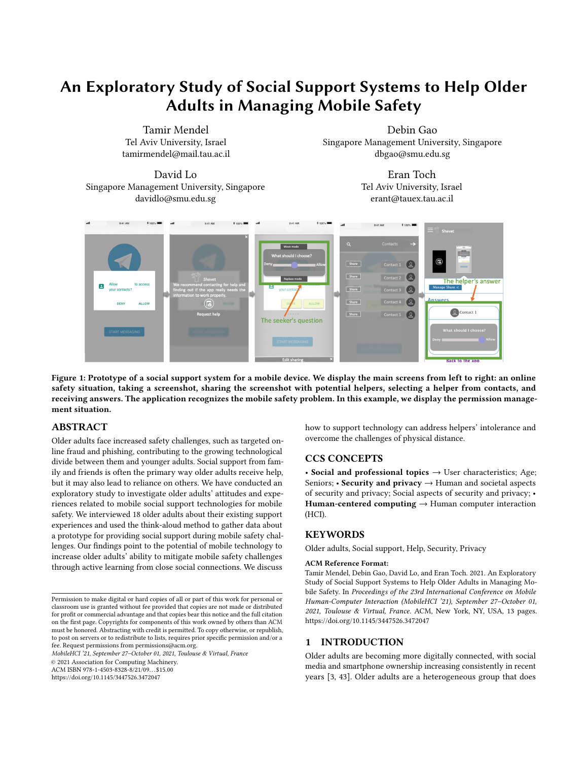# An Exploratory Study of Social Support Systems to Help Older Adults in Managing Mobile Safety

Tamir Mendel
Tel Aviv University, Israel
tamirmendel@mail.tau.ac.il

Debin Gao
Singapore Management University, Singapore
dbgao@smu.edu.sg

David Lo
Singapore Management University, Singapore
davidlo@smu.edu.sg

Eran Toch
Tel Aviv University, Israel
erant@tauex.tau.ac.il

**Figure 1: Prototype of a social support system for a mobile device. We display the main screens from left to right: an online safety situation, taking a screenshot, sharing the screenshot with potential helpers, selecting a helper from contacts, and receiving answers. The application recognizes the mobile safety problem. In this example, we display the permission management situation.**

## ABSTRACT

Older adults face increased safety challenges, such as targeted online fraud and phishing, contributing to the growing technological divide between them and younger adults. Social support from family and friends is often the primary way older adults receive help, but it may also lead to reliance on others. We have conducted an exploratory study to investigate older adults' attitudes and experiences related to mobile social support technologies for mobile safety. We interviewed 18 older adults about their existing support experiences and used the think-aloud method to gather data about a prototype for providing social support during mobile safety challenges. Our findings point to the potential of mobile technology to increase older adults' ability to mitigate mobile safety challenges through active learning from close social connections. We discuss how to support technology can address helpers' intolerance and overcome the challenges of physical distance.

## CCS CONCEPTS

• **Social and professional topics** → User characteristics; Age; Seniors; • **Security and privacy** → Human and societal aspects of security and privacy; Social aspects of security and privacy; • **Human-centered computing** → Human computer interaction (HCI).

## KEYWORDS

Older adults, Social support, Help, Security, Privacy

**ACM Reference Format:**
Tamir Mendel, Debin Gao, David Lo, and Eran Toch. 2021. An Exploratory Study of Social Support Systems to Help Older Adults in Managing Mobile Safety. In *Proceedings of the 23rd International Conference on Mobile Human-Computer Interaction (MobileHCI '21), September 27–October 01, 2021, Toulouse & Virtual, France.* ACM, New York, NY, USA, 13 pages. https://doi.org/10.1145/3447526.3472047

Permission to make digital or hard copies of all or part of this work for personal or classroom use is granted without fee provided that copies are not made or distributed for profit or commercial advantage and that copies bear this notice and the full citation on the first page. Copyrights for components of this work owned by others than ACM must be honored. Abstracting with credit is permitted. To copy otherwise, or republish, to post on servers or to redistribute to lists, requires prior specific permission and/or a fee. Request permissions from permissions@acm.org.
*MobileHCI '21, September 27–October 01, 2021, Toulouse & Virtual, France*
© 2021 Association for Computing Machinery.
ACM ISBN 978-1-4503-8328-8/21/09...$15.00
https://doi.org/10.1145/3447526.3472047

## 1 INTRODUCTION

Older adults are becoming more digitally connected, with social media and smartphone ownership increasing consistently in recent years [3, 43]. Older adults are a heterogeneous group that does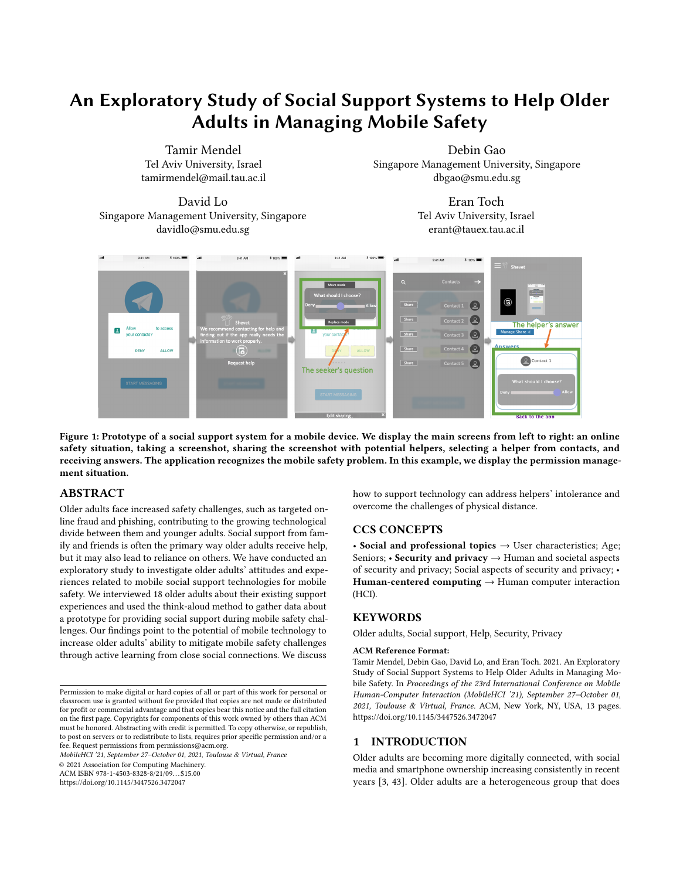# An Exploratory Study of Social Support Systems to Help Older Adults in Managing Mobile Safety

Tamir Mendel
Tel Aviv University, Israel
tamirmendel@mail.tau.ac.il

Debin Gao
Singapore Management University, Singapore
dbgao@smu.edu.sg

David Lo
Singapore Management University, Singapore
davidlo@smu.edu.sg

Eran Toch
Tel Aviv University, Israel
erant@tauex.tau.ac.il

**Figure 1: Prototype of a social support system for a mobile device. We display the main screens from left to right: an online safety situation, taking a screenshot, sharing the screenshot with potential helpers, selecting a helper from contacts, and receiving answers. The application recognizes the mobile safety problem. In this example, we display the permission management situation.**

## ABSTRACT

Older adults face increased safety challenges, such as targeted online fraud and phishing, contributing to the growing technological divide between them and younger adults. Social support from family and friends is often the primary way older adults receive help, but it may also lead to reliance on others. We have conducted an exploratory study to investigate older adults' attitudes and experiences related to mobile social support technologies for mobile safety. We interviewed 18 older adults about their existing support experiences and used the think-aloud method to gather data about a prototype for providing social support during mobile safety challenges. Our findings point to the potential of mobile technology to increase older adults' ability to mitigate mobile safety challenges through active learning from close social connections. We discuss how to support technology can address helpers' intolerance and overcome the challenges of physical distance.

## CCS CONCEPTS

• **Social and professional topics** → User characteristics; Age; Seniors; • **Security and privacy** → Human and societal aspects of security and privacy; Social aspects of security and privacy; • **Human-centered computing** → Human computer interaction (HCI).

## KEYWORDS

Older adults, Social support, Help, Security, Privacy

**ACM Reference Format:**
Tamir Mendel, Debin Gao, David Lo, and Eran Toch. 2021. An Exploratory Study of Social Support Systems to Help Older Adults in Managing Mobile Safety. In *Proceedings of the 23rd International Conference on Mobile Human-Computer Interaction (MobileHCI '21), September 27–October 01, 2021, Toulouse & Virtual, France.* ACM, New York, NY, USA, 13 pages. https://doi.org/10.1145/3447526.3472047

Permission to make digital or hard copies of all or part of this work for personal or classroom use is granted without fee provided that copies are not made or distributed for profit or commercial advantage and that copies bear this notice and the full citation on the first page. Copyrights for components of this work owned by others than ACM must be honored. Abstracting with credit is permitted. To copy otherwise, or republish, to post on servers or to redistribute to lists, requires prior specific permission and/or a fee. Request permissions from permissions@acm.org.
*MobileHCI '21, September 27–October 01, 2021, Toulouse & Virtual, France*
© 2021 Association for Computing Machinery.
ACM ISBN 978-1-4503-8328-8/21/09…$15.00
https://doi.org/10.1145/3447526.3472047

## 1 INTRODUCTION

Older adults are becoming more digitally connected, with social media and smartphone ownership increasing consistently in recent years [3, 43]. Older adults are a heterogeneous group that does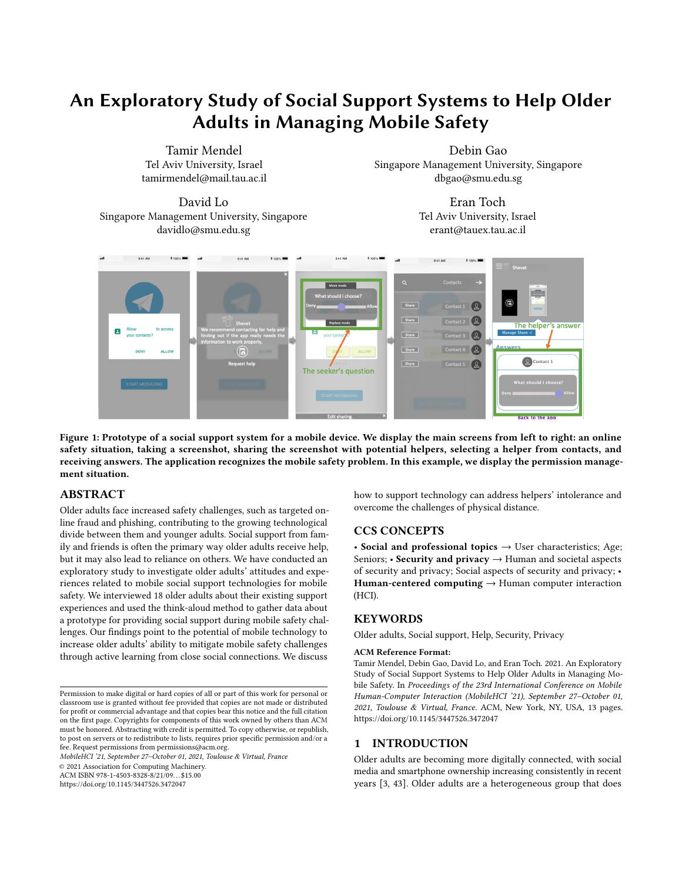# An Exploratory Study of Social Support Systems to Help Older Adults in Managing Mobile Safety

Tamir Mendel
Tel Aviv University, Israel
tamirmendel@mail.tau.ac.il

Debin Gao
Singapore Management University, Singapore
dbgao@smu.edu.sg

David Lo
Singapore Management University, Singapore
davidlo@smu.edu.sg

Eran Toch
Tel Aviv University, Israel
erant@tauex.tau.ac.il

**Figure 1: Prototype of a social support system for a mobile device. We display the main screens from left to right: an online safety situation, taking a screenshot, sharing the screenshot with potential helpers, selecting a helper from contacts, and receiving answers. The application recognizes the mobile safety problem. In this example, we display the permission management situation.**

## ABSTRACT

Older adults face increased safety challenges, such as targeted online fraud and phishing, contributing to the growing technological divide between them and younger adults. Social support from family and friends is often the primary way older adults receive help, but it may also lead to reliance on others. We have conducted an exploratory study to investigate older adults' attitudes and experiences related to mobile social support technologies for mobile safety. We interviewed 18 older adults about their existing support experiences and used the think-aloud method to gather data about a prototype for providing social support during mobile safety challenges. Our findings point to the potential of mobile technology to increase older adults' ability to mitigate mobile safety challenges through active learning from close social connections. We discuss how to support technology can address helpers' intolerance and overcome the challenges of physical distance.

## CCS CONCEPTS

• **Social and professional topics** → User characteristics; Age; Seniors; • **Security and privacy** → Human and societal aspects of security and privacy; Social aspects of security and privacy; • **Human-centered computing** → Human computer interaction (HCI).

## KEYWORDS

Older adults, Social support, Help, Security, Privacy

**ACM Reference Format:**
Tamir Mendel, Debin Gao, David Lo, and Eran Toch. 2021. An Exploratory Study of Social Support Systems to Help Older Adults in Managing Mobile Safety. In *Proceedings of the 23rd International Conference on Mobile Human-Computer Interaction (MobileHCI '21), September 27–October 01, 2021, Toulouse & Virtual, France.* ACM, New York, NY, USA, 13 pages. https://doi.org/10.1145/3447526.3472047

Permission to make digital or hard copies of all or part of this work for personal or classroom use is granted without fee provided that copies are not made or distributed for profit or commercial advantage and that copies bear this notice and the full citation on the first page. Copyrights for components of this work owned by others than ACM must be honored. Abstracting with credit is permitted. To copy otherwise, or republish, to post on servers or to redistribute to lists, requires prior specific permission and/or a fee. Request permissions from permissions@acm.org.
*MobileHCI '21, September 27–October 01, 2021, Toulouse & Virtual, France*
© 2021 Association for Computing Machinery.
ACM ISBN 978-1-4503-8328-8/21/09...$15.00
https://doi.org/10.1145/3447526.3472047

## 1 INTRODUCTION

Older adults are becoming more digitally connected, with social media and smartphone ownership increasing consistently in recent years [3, 43]. Older adults are a heterogeneous group that does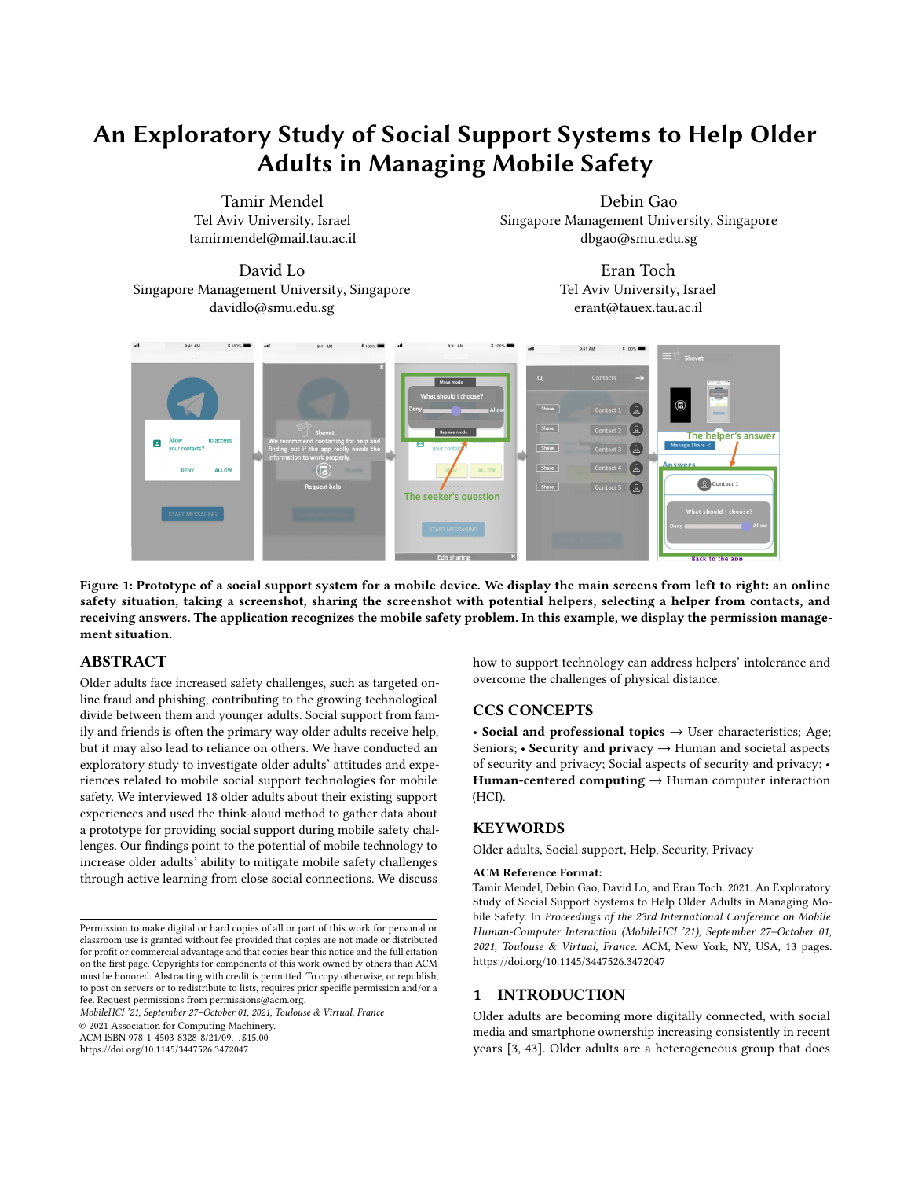# An Exploratory Study of Social Support Systems to Help Older Adults in Managing Mobile Safety

Tamir Mendel
Tel Aviv University, Israel
tamirmendel@mail.tau.ac.il

Debin Gao
Singapore Management University, Singapore
dbgao@smu.edu.sg

David Lo
Singapore Management University, Singapore
davidlo@smu.edu.sg

Eran Toch
Tel Aviv University, Israel
erant@tauex.tau.ac.il

**Figure 1: Prototype of a social support system for a mobile device. We display the main screens from left to right: an online safety situation, taking a screenshot, sharing the screenshot with potential helpers, selecting a helper from contacts, and receiving answers. The application recognizes the mobile safety problem. In this example, we display the permission management situation.**

## ABSTRACT

Older adults face increased safety challenges, such as targeted online fraud and phishing, contributing to the growing technological divide between them and younger adults. Social support from family and friends is often the primary way older adults receive help, but it may also lead to reliance on others. We have conducted an exploratory study to investigate older adults' attitudes and experiences related to mobile social support technologies for mobile safety. We interviewed 18 older adults about their existing support experiences and used the think-aloud method to gather data about a prototype for providing social support during mobile safety challenges. Our findings point to the potential of mobile technology to increase older adults' ability to mitigate mobile safety challenges through active learning from close social connections. We discuss how to support technology can address helpers' intolerance and overcome the challenges of physical distance.

## CCS CONCEPTS

• **Social and professional topics** → User characteristics; Age; Seniors; • **Security and privacy** → Human and societal aspects of security and privacy; Social aspects of security and privacy; • **Human-centered computing** → Human computer interaction (HCI).

## KEYWORDS

Older adults, Social support, Help, Security, Privacy

**ACM Reference Format:**
Tamir Mendel, Debin Gao, David Lo, and Eran Toch. 2021. An Exploratory Study of Social Support Systems to Help Older Adults in Managing Mobile Safety. In *Proceedings of the 23rd International Conference on Mobile Human-Computer Interaction (MobileHCI '21), September 27–October 01, 2021, Toulouse & Virtual, France.* ACM, New York, NY, USA, 13 pages. https://doi.org/10.1145/3447526.3472047

Permission to make digital or hard copies of all or part of this work for personal or classroom use is granted without fee provided that copies are not made or distributed for profit or commercial advantage and that copies bear this notice and the full citation on the first page. Copyrights for components of this work owned by others than ACM must be honored. Abstracting with credit is permitted. To copy otherwise, or republish, to post on servers or to redistribute to lists, requires prior specific permission and/or a fee. Request permissions from permissions@acm.org.
*MobileHCI '21, September 27–October 01, 2021, Toulouse & Virtual, France*
© 2021 Association for Computing Machinery.
ACM ISBN 978-1-4503-8328-8/21/09…$15.00
https://doi.org/10.1145/3447526.3472047

## 1 INTRODUCTION

Older adults are becoming more digitally connected, with social media and smartphone ownership increasing consistently in recent years [3, 43]. Older adults are a heterogeneous group that does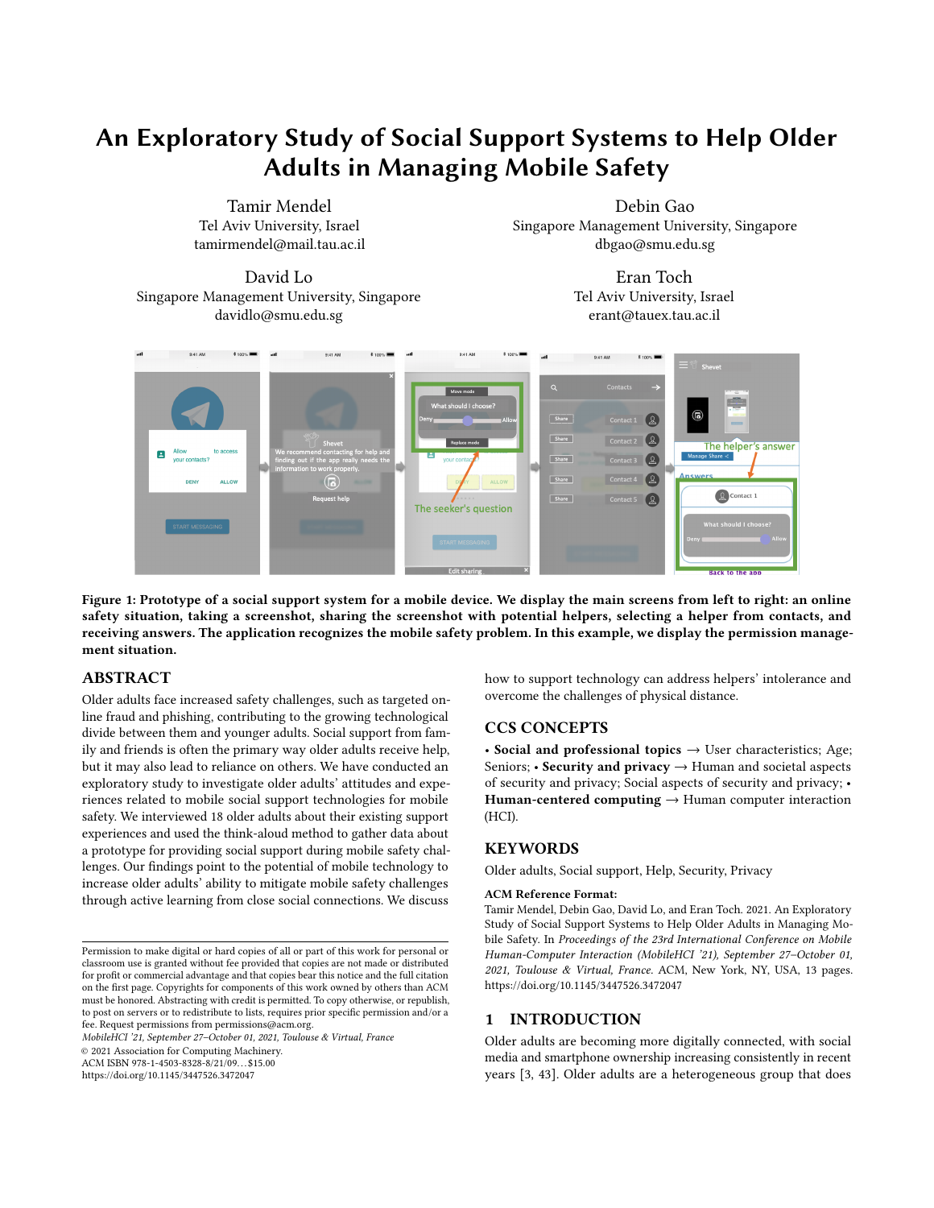# An Exploratory Study of Social Support Systems to Help Older Adults in Managing Mobile Safety

Tamir Mendel
Tel Aviv University, Israel
tamirmendel@mail.tau.ac.il

Debin Gao
Singapore Management University, Singapore
dbgao@smu.edu.sg

David Lo
Singapore Management University, Singapore
davidlo@smu.edu.sg

Eran Toch
Tel Aviv University, Israel
erant@tauex.tau.ac.il

**Figure 1: Prototype of a social support system for a mobile device. We display the main screens from left to right: an online safety situation, taking a screenshot, sharing the screenshot with potential helpers, selecting a helper from contacts, and receiving answers. The application recognizes the mobile safety problem. In this example, we display the permission management situation.**

## ABSTRACT

Older adults face increased safety challenges, such as targeted online fraud and phishing, contributing to the growing technological divide between them and younger adults. Social support from family and friends is often the primary way older adults receive help, but it may also lead to reliance on others. We have conducted an exploratory study to investigate older adults' attitudes and experiences related to mobile social support technologies for mobile safety. We interviewed 18 older adults about their existing support experiences and used the think-aloud method to gather data about a prototype for providing social support during mobile safety challenges. Our findings point to the potential of mobile technology to increase older adults' ability to mitigate mobile safety challenges through active learning from close social connections. We discuss how to support technology can address helpers' intolerance and overcome the challenges of physical distance.

## CCS CONCEPTS

• **Social and professional topics** → User characteristics; Age; Seniors; • **Security and privacy** → Human and societal aspects of security and privacy; Social aspects of security and privacy; • **Human-centered computing** → Human computer interaction (HCI).

## KEYWORDS

Older adults, Social support, Help, Security, Privacy

**ACM Reference Format:**
Tamir Mendel, Debin Gao, David Lo, and Eran Toch. 2021. An Exploratory Study of Social Support Systems to Help Older Adults in Managing Mobile Safety. In *Proceedings of the 23rd International Conference on Mobile Human-Computer Interaction (MobileHCI '21), September 27–October 01, 2021, Toulouse & Virtual, France.* ACM, New York, NY, USA, 13 pages. https://doi.org/10.1145/3447526.3472047

Permission to make digital or hard copies of all or part of this work for personal or classroom use is granted without fee provided that copies are not made or distributed for profit or commercial advantage and that copies bear this notice and the full citation on the first page. Copyrights for components of this work owned by others than ACM must be honored. Abstracting with credit is permitted. To copy otherwise, or republish, to post on servers or to redistribute to lists, requires prior specific permission and/or a fee. Request permissions from permissions@acm.org.
*MobileHCI '21, September 27–October 01, 2021, Toulouse & Virtual, France*
© 2021 Association for Computing Machinery.
ACM ISBN 978-1-4503-8328-8/21/09...$15.00
https://doi.org/10.1145/3447526.3472047

## 1 INTRODUCTION

Older adults are becoming more digitally connected, with social media and smartphone ownership increasing consistently in recent years [3, 43]. Older adults are a heterogeneous group that does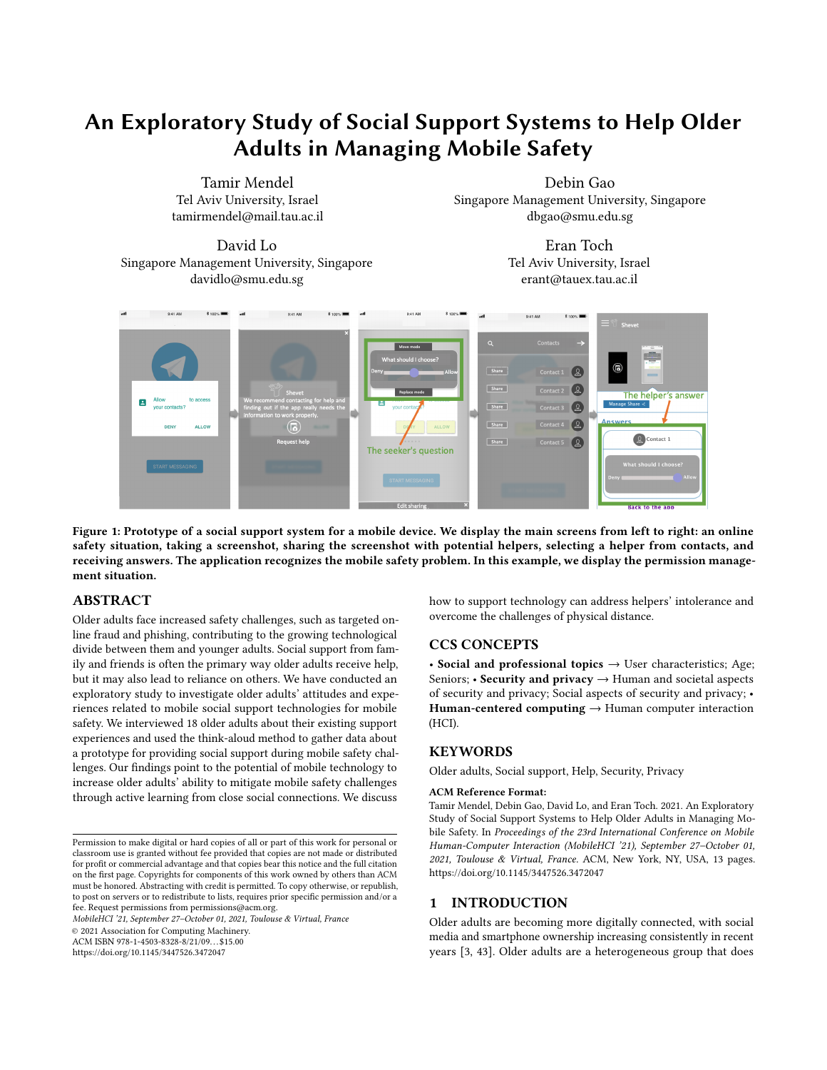# An Exploratory Study of Social Support Systems to Help Older Adults in Managing Mobile Safety

Tamir Mendel
Tel Aviv University, Israel
tamirmendel@mail.tau.ac.il

Debin Gao
Singapore Management University, Singapore
dbgao@smu.edu.sg

David Lo
Singapore Management University, Singapore
davidlo@smu.edu.sg

Eran Toch
Tel Aviv University, Israel
erant@tauex.tau.ac.il

**Figure 1: Prototype of a social support system for a mobile device. We display the main screens from left to right: an online safety situation, taking a screenshot, sharing the screenshot with potential helpers, selecting a helper from contacts, and receiving answers. The application recognizes the mobile safety problem. In this example, we display the permission management situation.**

## ABSTRACT

Older adults face increased safety challenges, such as targeted online fraud and phishing, contributing to the growing technological divide between them and younger adults. Social support from family and friends is often the primary way older adults receive help, but it may also lead to reliance on others. We have conducted an exploratory study to investigate older adults' attitudes and experiences related to mobile social support technologies for mobile safety. We interviewed 18 older adults about their existing support experiences and used the think-aloud method to gather data about a prototype for providing social support during mobile safety challenges. Our findings point to the potential of mobile technology to increase older adults' ability to mitigate mobile safety challenges through active learning from close social connections. We discuss how to support technology can address helpers' intolerance and overcome the challenges of physical distance.

## CCS CONCEPTS

• **Social and professional topics** → User characteristics; Age; Seniors; • **Security and privacy** → Human and societal aspects of security and privacy; Social aspects of security and privacy; • **Human-centered computing** → Human computer interaction (HCI).

## KEYWORDS

Older adults, Social support, Help, Security, Privacy

**ACM Reference Format:**

Tamir Mendel, Debin Gao, David Lo, and Eran Toch. 2021. An Exploratory Study of Social Support Systems to Help Older Adults in Managing Mobile Safety. In *Proceedings of the 23rd International Conference on Mobile Human-Computer Interaction (MobileHCI '21), September 27–October 01, 2021, Toulouse & Virtual, France.* ACM, New York, NY, USA, 13 pages. https://doi.org/10.1145/3447526.3472047

Permission to make digital or hard copies of all or part of this work for personal or classroom use is granted without fee provided that copies are not made or distributed for profit or commercial advantage and that copies bear this notice and the full citation on the first page. Copyrights for components of this work owned by others than ACM must be honored. Abstracting with credit is permitted. To copy otherwise, or republish, to post on servers or to redistribute to lists, requires prior specific permission and/or a fee. Request permissions from permissions@acm.org.
*MobileHCI '21, September 27–October 01, 2021, Toulouse & Virtual, France*
© 2021 Association for Computing Machinery.
ACM ISBN 978-1-4503-8328-8/21/09...$15.00
https://doi.org/10.1145/3447526.3472047

## 1 INTRODUCTION

Older adults are becoming more digitally connected, with social media and smartphone ownership increasing consistently in recent years [3, 43]. Older adults are a heterogeneous group that does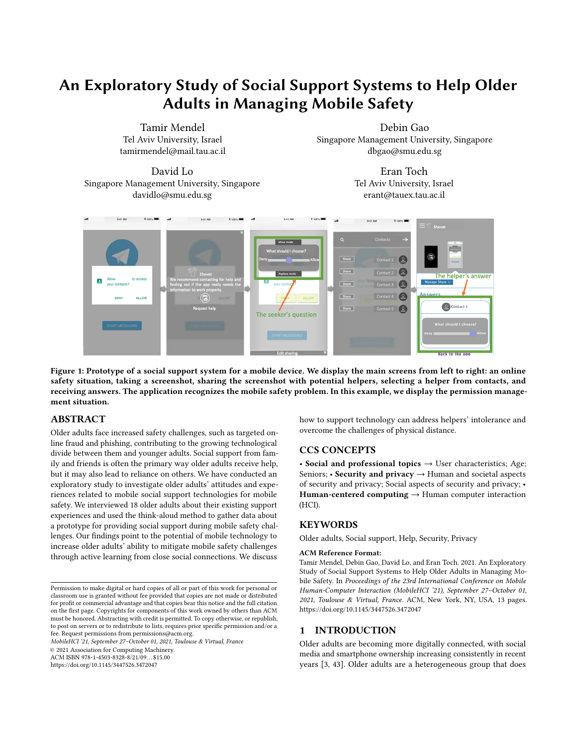# An Exploratory Study of Social Support Systems to Help Older Adults in Managing Mobile Safety

Tamir Mendel
Tel Aviv University, Israel
tamirmendel@mail.tau.ac.il

Debin Gao
Singapore Management University, Singapore
dbgao@smu.edu.sg

David Lo
Singapore Management University, Singapore
davidlo@smu.edu.sg

Eran Toch
Tel Aviv University, Israel
erant@tauex.tau.ac.il

**Figure 1: Prototype of a social support system for a mobile device. We display the main screens from left to right: an online safety situation, taking a screenshot, sharing the screenshot with potential helpers, selecting a helper from contacts, and receiving answers. The application recognizes the mobile safety problem. In this example, we display the permission management situation.**

## ABSTRACT

Older adults face increased safety challenges, such as targeted online fraud and phishing, contributing to the growing technological divide between them and younger adults. Social support from family and friends is often the primary way older adults receive help, but it may also lead to reliance on others. We have conducted an exploratory study to investigate older adults' attitudes and experiences related to mobile social support technologies for mobile safety. We interviewed 18 older adults about their existing support experiences and used the think-aloud method to gather data about a prototype for providing social support during mobile safety challenges. Our findings point to the potential of mobile technology to increase older adults' ability to mitigate mobile safety challenges through active learning from close social connections. We discuss how to support technology can address helpers' intolerance and overcome the challenges of physical distance.

## CCS CONCEPTS

• **Social and professional topics** → User characteristics; Age; Seniors; • **Security and privacy** → Human and societal aspects of security and privacy; Social aspects of security and privacy; • **Human-centered computing** → Human computer interaction (HCI).

## KEYWORDS

Older adults, Social support, Help, Security, Privacy

**ACM Reference Format:**
Tamir Mendel, Debin Gao, David Lo, and Eran Toch. 2021. An Exploratory Study of Social Support Systems to Help Older Adults in Managing Mobile Safety. In *Proceedings of the 23rd International Conference on Mobile Human-Computer Interaction (MobileHCI '21), September 27–October 01, 2021, Toulouse & Virtual, France.* ACM, New York, NY, USA, 13 pages. https://doi.org/10.1145/3447526.3472047

Permission to make digital or hard copies of all or part of this work for personal or classroom use is granted without fee provided that copies are not made or distributed for profit or commercial advantage and that copies bear this notice and the full citation on the first page. Copyrights for components of this work owned by others than ACM must be honored. Abstracting with credit is permitted. To copy otherwise, or republish, to post on servers or to redistribute to lists, requires prior specific permission and/or a fee. Request permissions from permissions@acm.org.
*MobileHCI '21, September 27–October 01, 2021, Toulouse & Virtual, France*
© 2021 Association for Computing Machinery.
ACM ISBN 978-1-4503-8328-8/21/09...$15.00
https://doi.org/10.1145/3447526.3472047

## 1 INTRODUCTION

Older adults are becoming more digitally connected, with social media and smartphone ownership increasing consistently in recent years [3, 43]. Older adults are a heterogeneous group that does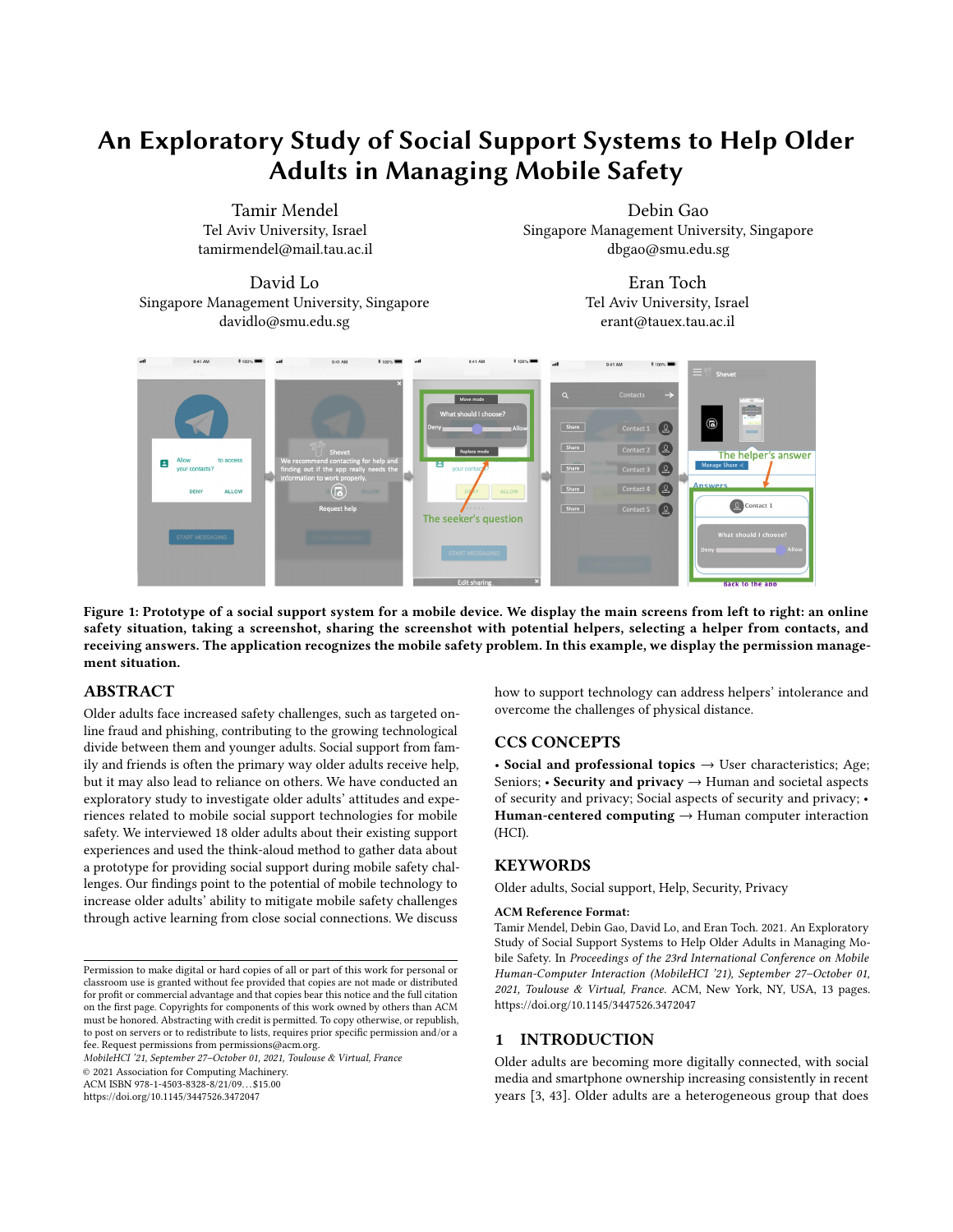# An Exploratory Study of Social Support Systems to Help Older Adults in Managing Mobile Safety

Tamir Mendel
Tel Aviv University, Israel
tamirmendel@mail.tau.ac.il

Debin Gao
Singapore Management University, Singapore
dbgao@smu.edu.sg

David Lo
Singapore Management University, Singapore
davidlo@smu.edu.sg

Eran Toch
Tel Aviv University, Israel
erant@tauex.tau.ac.il

**Figure 1: Prototype of a social support system for a mobile device. We display the main screens from left to right: an online safety situation, taking a screenshot, sharing the screenshot with potential helpers, selecting a helper from contacts, and receiving answers. The application recognizes the mobile safety problem. In this example, we display the permission management situation.**

## ABSTRACT

Older adults face increased safety challenges, such as targeted online fraud and phishing, contributing to the growing technological divide between them and younger adults. Social support from family and friends is often the primary way older adults receive help, but it may also lead to reliance on others. We have conducted an exploratory study to investigate older adults' attitudes and experiences related to mobile social support technologies for mobile safety. We interviewed 18 older adults about their existing support experiences and used the think-aloud method to gather data about a prototype for providing social support during mobile safety challenges. Our findings point to the potential of mobile technology to increase older adults' ability to mitigate mobile safety challenges through active learning from close social connections. We discuss how to support technology can address helpers' intolerance and overcome the challenges of physical distance.

## CCS CONCEPTS

• **Social and professional topics** → User characteristics; Age; Seniors; • **Security and privacy** → Human and societal aspects of security and privacy; Social aspects of security and privacy; • **Human-centered computing** → Human computer interaction (HCI).

## KEYWORDS

Older adults, Social support, Help, Security, Privacy

**ACM Reference Format:**

Tamir Mendel, Debin Gao, David Lo, and Eran Toch. 2021. An Exploratory Study of Social Support Systems to Help Older Adults in Managing Mobile Safety. In *Proceedings of the 23rd International Conference on Mobile Human-Computer Interaction (MobileHCI '21), September 27–October 01, 2021, Toulouse & Virtual, France.* ACM, New York, NY, USA, 13 pages. https://doi.org/10.1145/3447526.3472047

Permission to make digital or hard copies of all or part of this work for personal or classroom use is granted without fee provided that copies are not made or distributed for profit or commercial advantage and that copies bear this notice and the full citation on the first page. Copyrights for components of this work owned by others than ACM must be honored. Abstracting with credit is permitted. To copy otherwise, or republish, to post on servers or to redistribute to lists, requires prior specific permission and/or a fee. Request permissions from permissions@acm.org.
*MobileHCI '21, September 27–October 01, 2021, Toulouse & Virtual, France*
© 2021 Association for Computing Machinery.
ACM ISBN 978-1-4503-8328-8/21/09...$15.00
https://doi.org/10.1145/3447526.3472047

## 1 INTRODUCTION

Older adults are becoming more digitally connected, with social media and smartphone ownership increasing consistently in recent years [3, 43]. Older adults are a heterogeneous group that does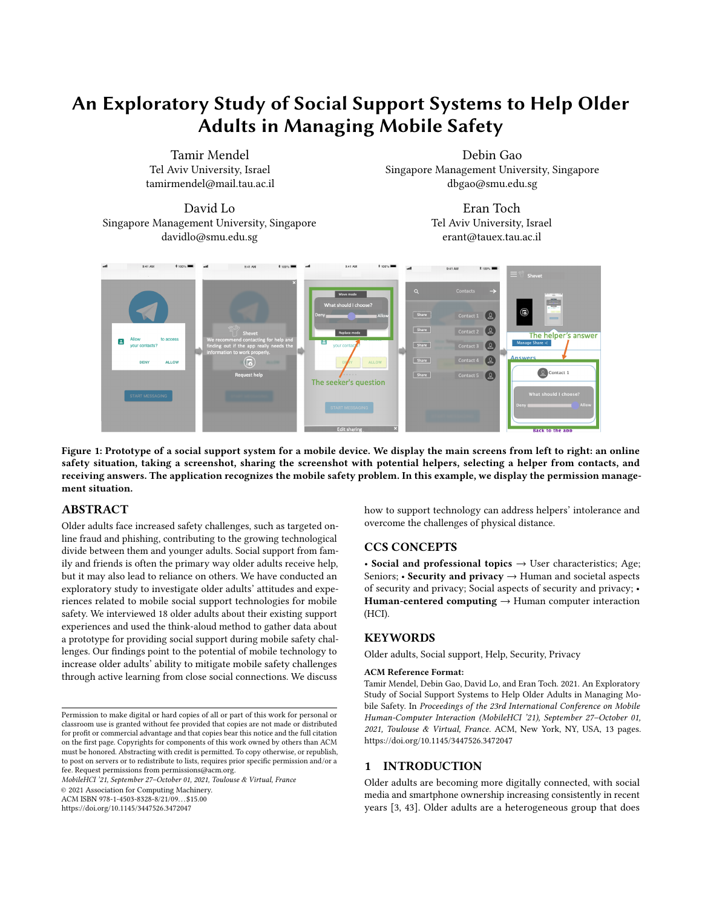# An Exploratory Study of Social Support Systems to Help Older Adults in Managing Mobile Safety

Tamir Mendel
Tel Aviv University, Israel
tamirmendel@mail.tau.ac.il

Debin Gao
Singapore Management University, Singapore
dbgao@smu.edu.sg

David Lo
Singapore Management University, Singapore
davidlo@smu.edu.sg

Eran Toch
Tel Aviv University, Israel
erant@tauex.tau.ac.il

**Figure 1: Prototype of a social support system for a mobile device. We display the main screens from left to right: an online safety situation, taking a screenshot, sharing the screenshot with potential helpers, selecting a helper from contacts, and receiving answers. The application recognizes the mobile safety problem. In this example, we display the permission management situation.**

## ABSTRACT

Older adults face increased safety challenges, such as targeted online fraud and phishing, contributing to the growing technological divide between them and younger adults. Social support from family and friends is often the primary way older adults receive help, but it may also lead to reliance on others. We have conducted an exploratory study to investigate older adults' attitudes and experiences related to mobile social support technologies for mobile safety. We interviewed 18 older adults about their existing support experiences and used the think-aloud method to gather data about a prototype for providing social support during mobile safety challenges. Our findings point to the potential of mobile technology to increase older adults' ability to mitigate mobile safety challenges through active learning from close social connections. We discuss how to support technology can address helpers' intolerance and overcome the challenges of physical distance.

## CCS CONCEPTS

• **Social and professional topics** → User characteristics; Age; Seniors; • **Security and privacy** → Human and societal aspects of security and privacy; Social aspects of security and privacy; • **Human-centered computing** → Human computer interaction (HCI).

## KEYWORDS

Older adults, Social support, Help, Security, Privacy

**ACM Reference Format:**
Tamir Mendel, Debin Gao, David Lo, and Eran Toch. 2021. An Exploratory Study of Social Support Systems to Help Older Adults in Managing Mobile Safety. In *Proceedings of the 23rd International Conference on Mobile Human-Computer Interaction (MobileHCI '21), September 27–October 01, 2021, Toulouse & Virtual, France.* ACM, New York, NY, USA, 13 pages. https://doi.org/10.1145/3447526.3472047

Permission to make digital or hard copies of all or part of this work for personal or classroom use is granted without fee provided that copies are not made or distributed for profit or commercial advantage and that copies bear this notice and the full citation on the first page. Copyrights for components of this work owned by others than ACM must be honored. Abstracting with credit is permitted. To copy otherwise, or republish, to post on servers or to redistribute to lists, requires prior specific permission and/or a fee. Request permissions from permissions@acm.org.
*MobileHCI '21, September 27–October 01, 2021, Toulouse & Virtual, France*
© 2021 Association for Computing Machinery.
ACM ISBN 978-1-4503-8328-8/21/09...$15.00
https://doi.org/10.1145/3447526.3472047

## 1 INTRODUCTION

Older adults are becoming more digitally connected, with social media and smartphone ownership increasing consistently in recent years [3, 43]. Older adults are a heterogeneous group that does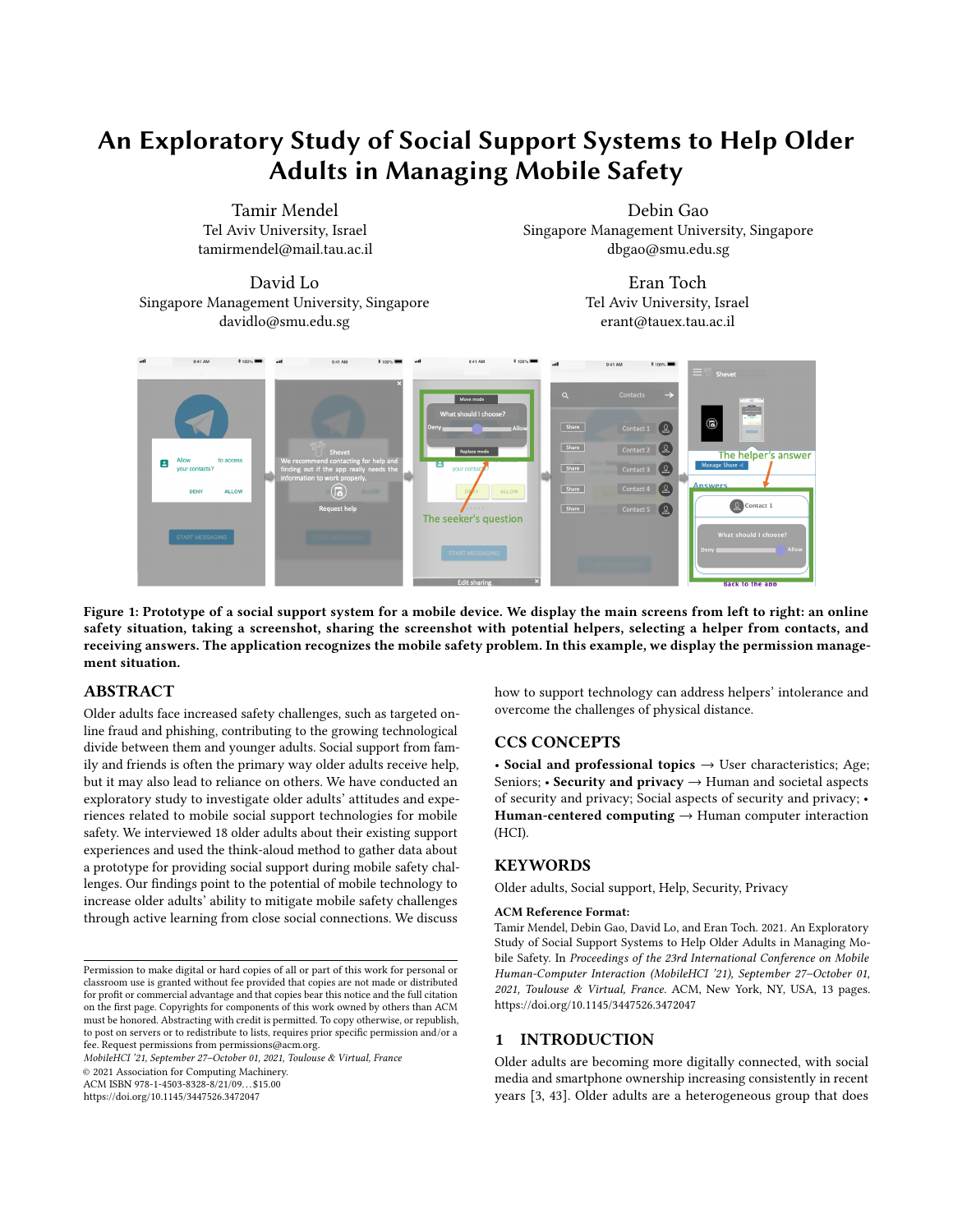# An Exploratory Study of Social Support Systems to Help Older Adults in Managing Mobile Safety

Tamir Mendel
Tel Aviv University, Israel
tamirmendel@mail.tau.ac.il

Debin Gao
Singapore Management University, Singapore
dbgao@smu.edu.sg

David Lo
Singapore Management University, Singapore
davidlo@smu.edu.sg

Eran Toch
Tel Aviv University, Israel
erant@tauex.tau.ac.il

**Figure 1: Prototype of a social support system for a mobile device. We display the main screens from left to right: an online safety situation, taking a screenshot, sharing the screenshot with potential helpers, selecting a helper from contacts, and receiving answers. The application recognizes the mobile safety problem. In this example, we display the permission management situation.**

## ABSTRACT

Older adults face increased safety challenges, such as targeted online fraud and phishing, contributing to the growing technological divide between them and younger adults. Social support from family and friends is often the primary way older adults receive help, but it may also lead to reliance on others. We have conducted an exploratory study to investigate older adults' attitudes and experiences related to mobile social support technologies for mobile safety. We interviewed 18 older adults about their existing support experiences and used the think-aloud method to gather data about a prototype for providing social support during mobile safety challenges. Our findings point to the potential of mobile technology to increase older adults' ability to mitigate mobile safety challenges through active learning from close social connections. We discuss how to support technology can address helpers' intolerance and overcome the challenges of physical distance.

## CCS CONCEPTS

• **Social and professional topics** → User characteristics; Age; Seniors; • **Security and privacy** → Human and societal aspects of security and privacy; Social aspects of security and privacy; • **Human-centered computing** → Human computer interaction (HCI).

## KEYWORDS

Older adults, Social support, Help, Security, Privacy

**ACM Reference Format:**
Tamir Mendel, Debin Gao, David Lo, and Eran Toch. 2021. An Exploratory Study of Social Support Systems to Help Older Adults in Managing Mobile Safety. In *Proceedings of the 23rd International Conference on Mobile Human-Computer Interaction (MobileHCI '21), September 27–October 01, 2021, Toulouse & Virtual, France.* ACM, New York, NY, USA, 13 pages. https://doi.org/10.1145/3447526.3472047

Permission to make digital or hard copies of all or part of this work for personal or classroom use is granted without fee provided that copies are not made or distributed for profit or commercial advantage and that copies bear this notice and the full citation on the first page. Copyrights for components of this work owned by others than ACM must be honored. Abstracting with credit is permitted. To copy otherwise, or republish, to post on servers or to redistribute to lists, requires prior specific permission and/or a fee. Request permissions from permissions@acm.org.
*MobileHCI '21, September 27–October 01, 2021, Toulouse & Virtual, France*
© 2021 Association for Computing Machinery.
ACM ISBN 978-1-4503-8328-8/21/09...$15.00
https://doi.org/10.1145/3447526.3472047

## 1 INTRODUCTION

Older adults are becoming more digitally connected, with social media and smartphone ownership increasing consistently in recent years [3, 43]. Older adults are a heterogeneous group that does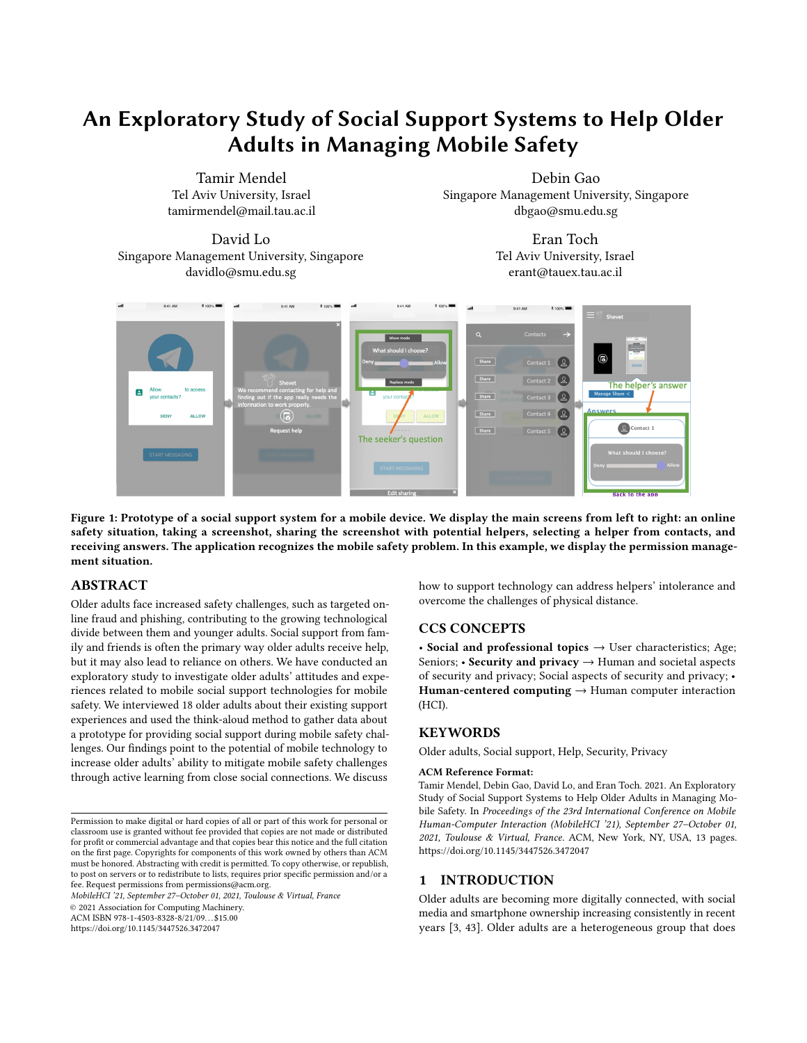# An Exploratory Study of Social Support Systems to Help Older Adults in Managing Mobile Safety

Tamir Mendel
Tel Aviv University, Israel
tamirmendel@mail.tau.ac.il

Debin Gao
Singapore Management University, Singapore
dbgao@smu.edu.sg

David Lo
Singapore Management University, Singapore
davidlo@smu.edu.sg

Eran Toch
Tel Aviv University, Israel
erant@tauex.tau.ac.il

**Figure 1: Prototype of a social support system for a mobile device. We display the main screens from left to right: an online safety situation, taking a screenshot, sharing the screenshot with potential helpers, selecting a helper from contacts, and receiving answers. The application recognizes the mobile safety problem. In this example, we display the permission management situation.**

## ABSTRACT

Older adults face increased safety challenges, such as targeted online fraud and phishing, contributing to the growing technological divide between them and younger adults. Social support from family and friends is often the primary way older adults receive help, but it may also lead to reliance on others. We have conducted an exploratory study to investigate older adults' attitudes and experiences related to mobile social support technologies for mobile safety. We interviewed 18 older adults about their existing support experiences and used the think-aloud method to gather data about a prototype for providing social support during mobile safety challenges. Our findings point to the potential of mobile technology to increase older adults' ability to mitigate mobile safety challenges through active learning from close social connections. We discuss how to support technology can address helpers' intolerance and overcome the challenges of physical distance.

## CCS CONCEPTS

• **Social and professional topics** → User characteristics; Age; Seniors; • **Security and privacy** → Human and societal aspects of security and privacy; Social aspects of security and privacy; • **Human-centered computing** → Human computer interaction (HCI).

## KEYWORDS

Older adults, Social support, Help, Security, Privacy

**ACM Reference Format:**

Tamir Mendel, Debin Gao, David Lo, and Eran Toch. 2021. An Exploratory Study of Social Support Systems to Help Older Adults in Managing Mobile Safety. In *Proceedings of the 23rd International Conference on Mobile Human-Computer Interaction (MobileHCI '21), September 27–October 01, 2021, Toulouse & Virtual, France.* ACM, New York, NY, USA, 13 pages. https://doi.org/10.1145/3447526.3472047

Permission to make digital or hard copies of all or part of this work for personal or classroom use is granted without fee provided that copies are not made or distributed for profit or commercial advantage and that copies bear this notice and the full citation on the first page. Copyrights for components of this work owned by others than ACM must be honored. Abstracting with credit is permitted. To copy otherwise, or republish, to post on servers or to redistribute to lists, requires prior specific permission and/or a fee. Request permissions from permissions@acm.org.
*MobileHCI '21, September 27–October 01, 2021, Toulouse & Virtual, France*
© 2021 Association for Computing Machinery.
ACM ISBN 978-1-4503-8328-8/21/09...$15.00
https://doi.org/10.1145/3447526.3472047

## 1 INTRODUCTION

Older adults are becoming more digitally connected, with social media and smartphone ownership increasing consistently in recent years [3, 43]. Older adults are a heterogeneous group that does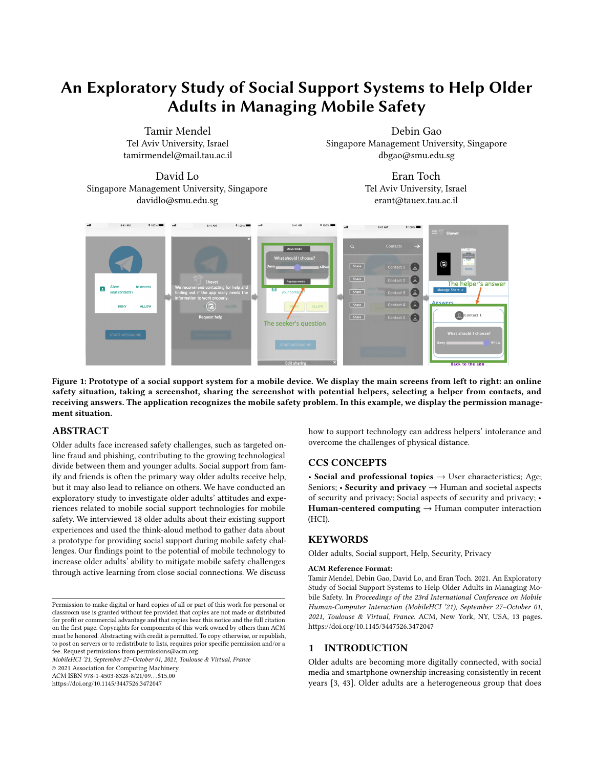# An Exploratory Study of Social Support Systems to Help Older Adults in Managing Mobile Safety

Tamir Mendel
Tel Aviv University, Israel
tamirmendel@mail.tau.ac.il

Debin Gao
Singapore Management University, Singapore
dbgao@smu.edu.sg

David Lo
Singapore Management University, Singapore
davidlo@smu.edu.sg

Eran Toch
Tel Aviv University, Israel
erant@tauex.tau.ac.il

Allow to access your contacts?

DENY ALLOW

START MESSAGING

Shevet

We recommend contacting for help and finding out if the app really needs the information to work properly.

Request help

Move mode

What should I choose?

Deny Allow

Replace mode

your contacts

The seeker's question

START MESSAGING

Edit sharing

Contacts

Share Contact 1

Share Contact 2

Share Contact 3

Share Contact 4

Share Contact 5

Shevet

The helper's answer

Manage Share

Answers

Contact 1

What should I choose?

Deny Allow

Back to the app

**Figure 1: Prototype of a social support system for a mobile device. We display the main screens from left to right: an online safety situation, taking a screenshot, sharing the screenshot with potential helpers, selecting a helper from contacts, and receiving answers. The application recognizes the mobile safety problem. In this example, we display the permission management situation.**

## ABSTRACT

Older adults face increased safety challenges, such as targeted online fraud and phishing, contributing to the growing technological divide between them and younger adults. Social support from family and friends is often the primary way older adults receive help, but it may also lead to reliance on others. We have conducted an exploratory study to investigate older adults' attitudes and experiences related to mobile social support technologies for mobile safety. We interviewed 18 older adults about their existing support experiences and used the think-aloud method to gather data about a prototype for providing social support during mobile safety challenges. Our findings point to the potential of mobile technology to increase older adults' ability to mitigate mobile safety challenges through active learning from close social connections. We discuss how to support technology can address helpers' intolerance and overcome the challenges of physical distance.

## CCS CONCEPTS

• **Social and professional topics** → User characteristics; Age; Seniors; • **Security and privacy** → Human and societal aspects of security and privacy; Social aspects of security and privacy; • **Human-centered computing** → Human computer interaction (HCI).

## KEYWORDS

Older adults, Social support, Help, Security, Privacy

**ACM Reference Format:**

Tamir Mendel, Debin Gao, David Lo, and Eran Toch. 2021. An Exploratory Study of Social Support Systems to Help Older Adults in Managing Mobile Safety. In *Proceedings of the 23rd International Conference on Mobile Human-Computer Interaction (MobileHCI '21), September 27–October 01, 2021, Toulouse & Virtual, France.* ACM, New York, NY, USA, 13 pages. https://doi.org/10.1145/3447526.3472047

Permission to make digital or hard copies of all or part of this work for personal or classroom use is granted without fee provided that copies are not made or distributed for profit or commercial advantage and that copies bear this notice and the full citation on the first page. Copyrights for components of this work owned by others than ACM must be honored. Abstracting with credit is permitted. To copy otherwise, or republish, to post on servers or to redistribute to lists, requires prior specific permission and/or a fee. Request permissions from permissions@acm.org.

*MobileHCI '21, September 27–October 01, 2021, Toulouse & Virtual, France*

© 2021 Association for Computing Machinery.

ACM ISBN 978-1-4503-8328-8/21/09...$15.00

https://doi.org/10.1145/3447526.3472047

## 1 INTRODUCTION

Older adults are becoming more digitally connected, with social media and smartphone ownership increasing consistently in recent years [3, 43]. Older adults are a heterogeneous group that does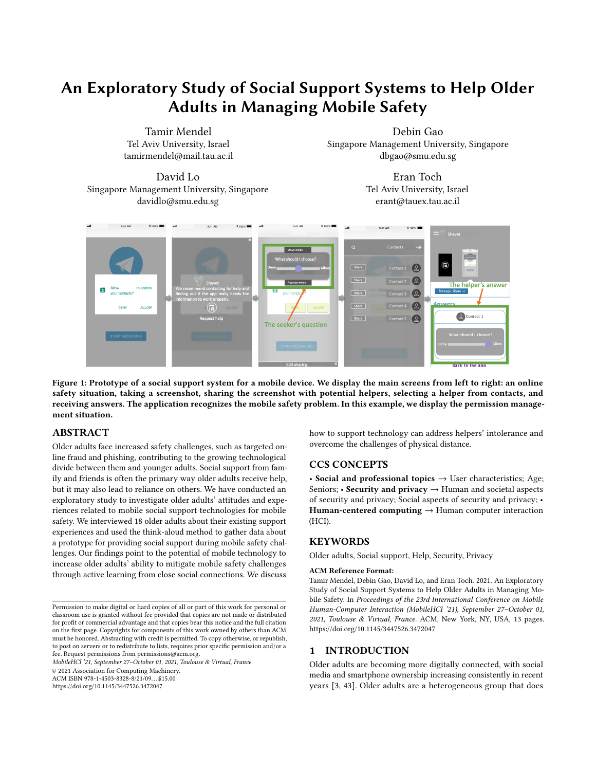# An Exploratory Study of Social Support Systems to Help Older Adults in Managing Mobile Safety

Tamir Mendel
Tel Aviv University, Israel
tamirmendel@mail.tau.ac.il

Debin Gao
Singapore Management University, Singapore
dbgao@smu.edu.sg

David Lo
Singapore Management University, Singapore
davidlo@smu.edu.sg

Eran Toch
Tel Aviv University, Israel
erant@tauex.tau.ac.il

9:41 AM
Allow to access your contacts?
DENY ALLOW
START MESSAGING

Shevet
We recommend contacting for help and finding out if the app really needs the information to work properly.
Request help

Move mode
What should I choose?
Deny Allow
Replace mode
your contacts?
DENY ALLOW
The seeker's question
START MESSAGING
Edit sharing

Contacts
Share Contact 1
Share Contact 2
Share Contact 3
Share Contact 4
Share Contact 5

Shevet
The helper's answer
Manage Share <
Answers
Contact 1
What should I choose?
Deny Allow
Back to the app

**Figure 1: Prototype of a social support system for a mobile device. We display the main screens from left to right: an online safety situation, taking a screenshot, sharing the screenshot with potential helpers, selecting a helper from contacts, and receiving answers. The application recognizes the mobile safety problem. In this example, we display the permission management situation.**

## ABSTRACT

Older adults face increased safety challenges, such as targeted online fraud and phishing, contributing to the growing technological divide between them and younger adults. Social support from family and friends is often the primary way older adults receive help, but it may also lead to reliance on others. We have conducted an exploratory study to investigate older adults' attitudes and experiences related to mobile social support technologies for mobile safety. We interviewed 18 older adults about their existing support experiences and used the think-aloud method to gather data about a prototype for providing social support during mobile safety challenges. Our findings point to the potential of mobile technology to increase older adults' ability to mitigate mobile safety challenges through active learning from close social connections. We discuss how to support technology can address helpers' intolerance and overcome the challenges of physical distance.

Permission to make digital or hard copies of all or part of this work for personal or classroom use is granted without fee provided that copies are not made or distributed for profit or commercial advantage and that copies bear this notice and the full citation on the first page. Copyrights for components of this work owned by others than ACM must be honored. Abstracting with credit is permitted. To copy otherwise, or republish, to post on servers or to redistribute to lists, requires prior specific permission and/or a fee. Request permissions from permissions@acm.org.
*MobileHCI '21, September 27–October 01, 2021, Toulouse & Virtual, France*
© 2021 Association for Computing Machinery.
ACM ISBN 978-1-4503-8328-8/21/09...$15.00
https://doi.org/10.1145/3447526.3472047

## CCS CONCEPTS

• **Social and professional topics** → User characteristics; Age; Seniors; • **Security and privacy** → Human and societal aspects of security and privacy; Social aspects of security and privacy; • **Human-centered computing** → Human computer interaction (HCI).

## KEYWORDS

Older adults, Social support, Help, Security, Privacy

**ACM Reference Format:**
Tamir Mendel, Debin Gao, David Lo, and Eran Toch. 2021. An Exploratory Study of Social Support Systems to Help Older Adults in Managing Mobile Safety. In *Proceedings of the 23rd International Conference on Mobile Human-Computer Interaction (MobileHCI '21), September 27–October 01, 2021, Toulouse & Virtual, France.* ACM, New York, NY, USA, 13 pages. https://doi.org/10.1145/3447526.3472047

## 1 INTRODUCTION

Older adults are becoming more digitally connected, with social media and smartphone ownership increasing consistently in recent years [3, 43]. Older adults are a heterogeneous group that does